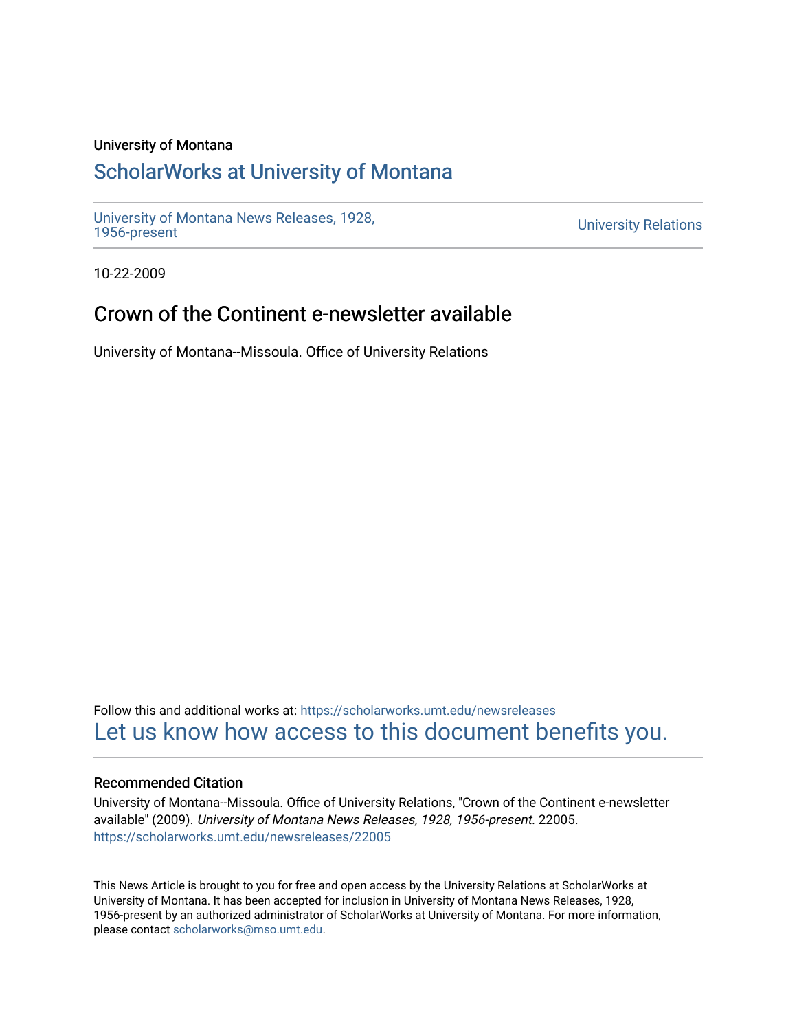University of Montana

# ScholarWorks at University of Montana

University of Montana News Releases, 1928, 1956-present

University Relations

10-22-2009

## Crown of the Continent e-newsletter available

University of Montana--Missoula. Office of University Relations

Follow this and additional works at: https://scholarworks.umt.edu/newsreleases

Let us know how access to this document benefits you.

### Recommended Citation

University of Montana--Missoula. Office of University Relations, "Crown of the Continent e-newsletter available" (2009). *University of Montana News Releases, 1928, 1956-present*. 22005. https://scholarworks.umt.edu/newsreleases/22005

This News Article is brought to you for free and open access by the University Relations at ScholarWorks at University of Montana. It has been accepted for inclusion in University of Montana News Releases, 1928, 1956-present by an authorized administrator of ScholarWorks at University of Montana. For more information, please contact scholarworks@mso.umt.edu.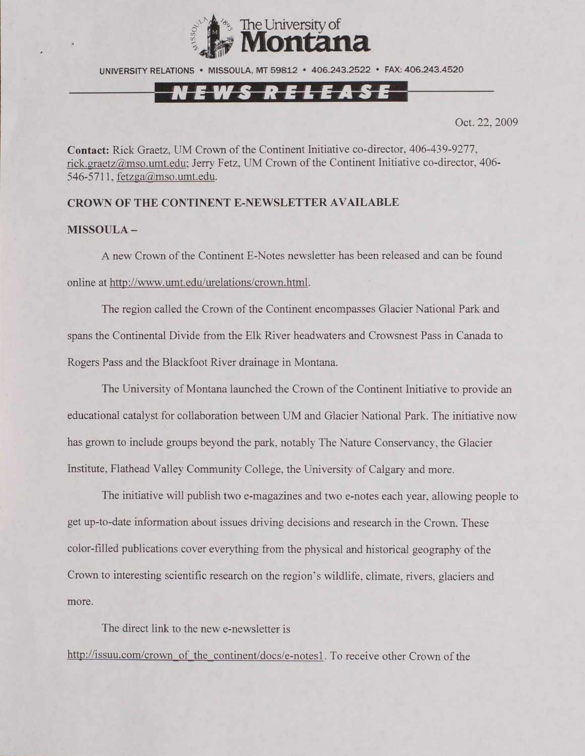The University of Montana

UNIVERSITY RELATIONS • MISSOULA, MT 59812 • 406.243.2522 • FAX: 406.243.4520

**NEWS RELEASE**

Oct. 22, 2009

**Contact:** Rick Graetz, UM Crown of the Continent Initiative co-director, 406-439-9277, rick.graetz@mso.umt.edu; Jerry Fetz, UM Crown of the Continent Initiative co-director, 406-546-5711, fetzga@mso.umt.edu.

**CROWN OF THE CONTINENT E-NEWSLETTER AVAILABLE**

**MISSOULA –**

A new Crown of the Continent E-Notes newsletter has been released and can be found online at http://www.umt.edu/urelations/crown.html.

The region called the Crown of the Continent encompasses Glacier National Park and spans the Continental Divide from the Elk River headwaters and Crowsnest Pass in Canada to Rogers Pass and the Blackfoot River drainage in Montana.

The University of Montana launched the Crown of the Continent Initiative to provide an educational catalyst for collaboration between UM and Glacier National Park. The initiative now has grown to include groups beyond the park, notably The Nature Conservancy, the Glacier Institute, Flathead Valley Community College, the University of Calgary and more.

The initiative will publish two e-magazines and two e-notes each year, allowing people to get up-to-date information about issues driving decisions and research in the Crown. These color-filled publications cover everything from the physical and historical geography of the Crown to interesting scientific research on the region's wildlife, climate, rivers, glaciers and more.

The direct link to the new e-newsletter is http://issuu.com/crown_of_the_continent/docs/e-notes1. To receive other Crown of the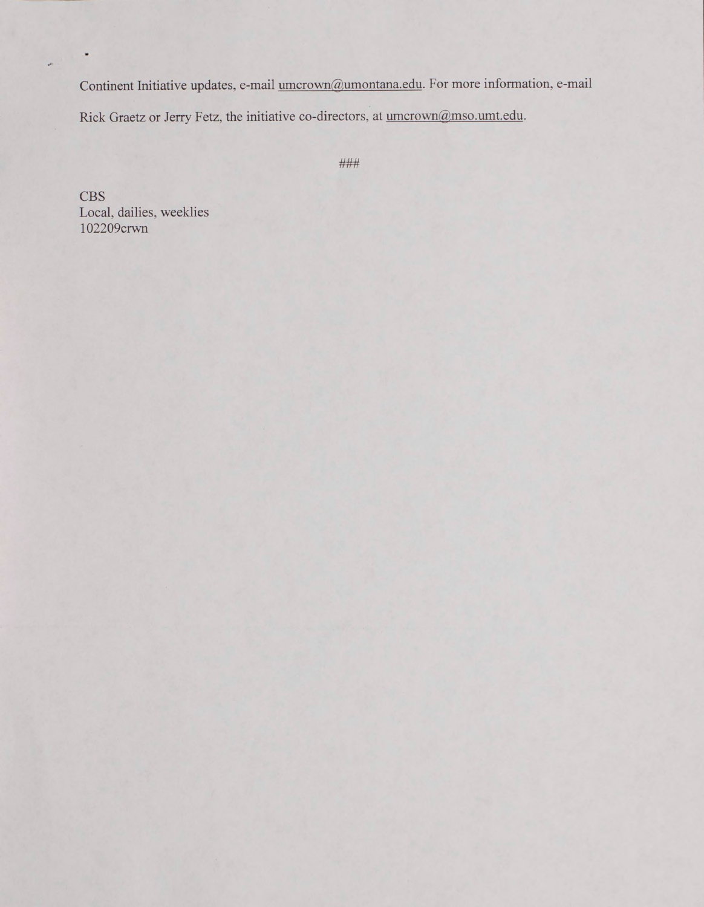Continent Initiative updates, e-mail umcrown@umontana.edu. For more information, e-mail Rick Graetz or Jerry Fetz, the initiative co-directors, at umcrown@mso.umt.edu.

###

CBS
Local, dailies, weeklies
102209crwn